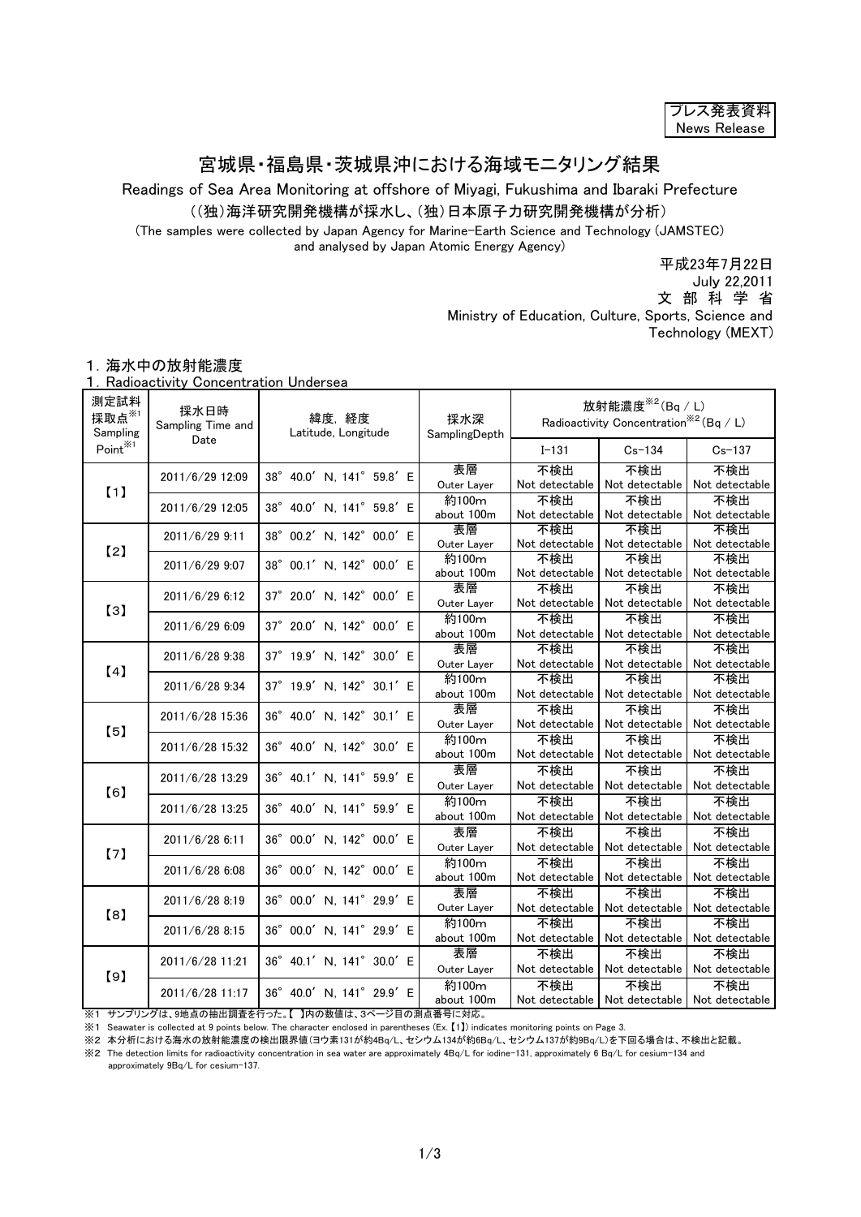プレス発表資料
News Release

# 宮城県・福島県・茨城県沖における海域モニタリング結果

Readings of Sea Area Monitoring at offshore of Miyagi, Fukushima and Ibaraki Prefecture

((独)海洋研究開発機構が採水し、(独)日本原子力研究開発機構が分析)

(The samples were collected by Japan Agency for Marine-Earth Science and Technology (JAMSTEC) and analysed by Japan Atomic Energy Agency)

平成23年7月22日
July 22,2011
文 部 科 学 省
Ministry of Education, Culture, Sports, Science and Technology (MEXT)

## 1. 海水中の放射能濃度
## 1. Radioactivity Concentration Undersea

| 測定試料採取点※1 Sampling Point※1 | 採水日時 Sampling Time and Date | 緯度, 経度 Latitude, Longitude | 採水深 SamplingDepth | 放射能濃度※2(Bq / L) Radioactivity Concentration※2(Bq / L) | | |
|---|---|---|---|---|---|---|
| | | | | I-131 | Cs-134 | Cs-137 |
| 【1】 | 2011/6/29 12:09 | 38° 40.0′ N, 141° 59.8′ E | 表層 Outer Layer | 不検出 Not detectable | 不検出 Not detectable | 不検出 Not detectable |
| | 2011/6/29 12:05 | 38° 40.0′ N, 141° 59.8′ E | 約100m about 100m | 不検出 Not detectable | 不検出 Not detectable | 不検出 Not detectable |
| 【2】 | 2011/6/29 9:11 | 38° 00.2′ N, 142° 00.0′ E | 表層 Outer Layer | 不検出 Not detectable | 不検出 Not detectable | 不検出 Not detectable |
| | 2011/6/29 9:07 | 38° 00.1′ N, 142° 00.0′ E | 約100m about 100m | 不検出 Not detectable | 不検出 Not detectable | 不検出 Not detectable |
| 【3】 | 2011/6/29 6:12 | 37° 20.0′ N, 142° 00.0′ E | 表層 Outer Layer | 不検出 Not detectable | 不検出 Not detectable | 不検出 Not detectable |
| | 2011/6/29 6:09 | 37° 20.0′ N, 142° 00.0′ E | 約100m about 100m | 不検出 Not detectable | 不検出 Not detectable | 不検出 Not detectable |
| 【4】 | 2011/6/28 9:38 | 37° 19.9′ N, 142° 30.0′ E | 表層 Outer Layer | 不検出 Not detectable | 不検出 Not detectable | 不検出 Not detectable |
| | 2011/6/28 9:34 | 37° 19.9′ N, 142° 30.1′ E | 約100m about 100m | 不検出 Not detectable | 不検出 Not detectable | 不検出 Not detectable |
| 【5】 | 2011/6/28 15:36 | 36° 40.0′ N, 142° 30.1′ E | 表層 Outer Layer | 不検出 Not detectable | 不検出 Not detectable | 不検出 Not detectable |
| | 2011/6/28 15:32 | 36° 40.0′ N, 142° 30.0′ E | 約100m about 100m | 不検出 Not detectable | 不検出 Not detectable | 不検出 Not detectable |
| 【6】 | 2011/6/28 13:29 | 36° 40.1′ N, 141° 59.9′ E | 表層 Outer Layer | 不検出 Not detectable | 不検出 Not detectable | 不検出 Not detectable |
| | 2011/6/28 13:25 | 36° 40.0′ N, 141° 59.9′ E | 約100m about 100m | 不検出 Not detectable | 不検出 Not detectable | 不検出 Not detectable |
| 【7】 | 2011/6/28 6:11 | 36° 00.0′ N, 142° 00.0′ E | 表層 Outer Layer | 不検出 Not detectable | 不検出 Not detectable | 不検出 Not detectable |
| | 2011/6/28 6:08 | 36° 00.0′ N, 142° 00.0′ E | 約100m about 100m | 不検出 Not detectable | 不検出 Not detectable | 不検出 Not detectable |
| 【8】 | 2011/6/28 8:19 | 36° 00.0′ N, 141° 29.9′ E | 表層 Outer Layer | 不検出 Not detectable | 不検出 Not detectable | 不検出 Not detectable |
| | 2011/6/28 8:15 | 36° 00.0′ N, 141° 29.9′ E | 約100m about 100m | 不検出 Not detectable | 不検出 Not detectable | 不検出 Not detectable |
| 【9】 | 2011/6/28 11:21 | 36° 40.1′ N, 141° 30.0′ E | 表層 Outer Layer | 不検出 Not detectable | 不検出 Not detectable | 不検出 Not detectable |
| | 2011/6/28 11:17 | 36° 40.0′ N, 141° 29.9′ E | 約100m about 100m | 不検出 Not detectable | 不検出 Not detectable | 不検出 Not detectable |

※1 サンプリングは、9地点の抽出調査を行った。【 】内の数値は、3ページ目の測点番号に対応。

※1 Seawater is collected at 9 points below. The character enclosed in parentheses (Ex. 【1】) indicates monitoring points on Page 3.

※2 本分析における海水の放射能濃度の検出限界値(ヨウ素131が約4Bq/L、セシウム134が約6Bq/L、セシウム137が約9Bq/L)を下回る場合は、不検出と記載。

※2 The detection limits for radioactivity concentration in sea water are approximately 4Bq/L for iodine-131, approximately 6 Bq/L for cesium-134 and approximately 9Bq/L for cesium-137.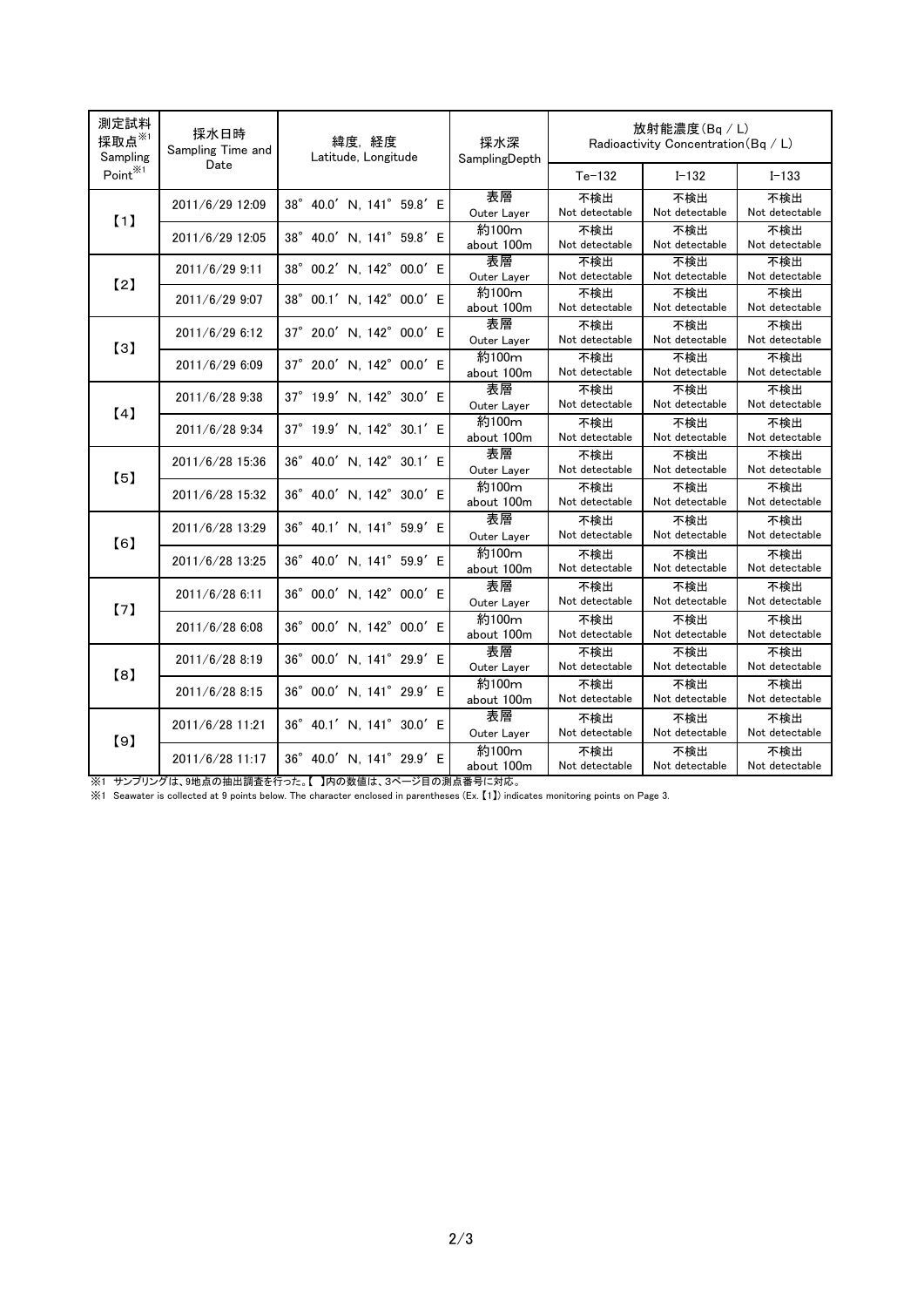| 測定試料採取点※1 Sampling Point※1 | 採水日時 Sampling Time and Date | 緯度, 経度 Latitude, Longitude | 採水深 SamplingDepth | 放射能濃度(Bq / L) Radioactivity Concentration(Bq / L) | | |
|---|---|---|---|---|---|---|
| | | | | Te-132 | I-132 | I-133 |
| 【1】 | 2011/6/29 12:09 | 38° 40.0′ N, 141° 59.8′ E | 表層 Outer Layer | 不検出 Not detectable | 不検出 Not detectable | 不検出 Not detectable |
| | 2011/6/29 12:05 | 38° 40.0′ N, 141° 59.8′ E | 約100m about 100m | 不検出 Not detectable | 不検出 Not detectable | 不検出 Not detectable |
| 【2】 | 2011/6/29 9:11 | 38° 00.2′ N, 142° 00.0′ E | 表層 Outer Layer | 不検出 Not detectable | 不検出 Not detectable | 不検出 Not detectable |
| | 2011/6/29 9:07 | 38° 00.1′ N, 142° 00.0′ E | 約100m about 100m | 不検出 Not detectable | 不検出 Not detectable | 不検出 Not detectable |
| 【3】 | 2011/6/29 6:12 | 37° 20.0′ N, 142° 00.0′ E | 表層 Outer Layer | 不検出 Not detectable | 不検出 Not detectable | 不検出 Not detectable |
| | 2011/6/29 6:09 | 37° 20.0′ N, 142° 00.0′ E | 約100m about 100m | 不検出 Not detectable | 不検出 Not detectable | 不検出 Not detectable |
| 【4】 | 2011/6/28 9:38 | 37° 19.9′ N, 142° 30.0′ E | 表層 Outer Layer | 不検出 Not detectable | 不検出 Not detectable | 不検出 Not detectable |
| | 2011/6/28 9:34 | 37° 19.9′ N, 142° 30.1′ E | 約100m about 100m | 不検出 Not detectable | 不検出 Not detectable | 不検出 Not detectable |
| 【5】 | 2011/6/28 15:36 | 36° 40.0′ N, 142° 30.1′ E | 表層 Outer Layer | 不検出 Not detectable | 不検出 Not detectable | 不検出 Not detectable |
| | 2011/6/28 15:32 | 36° 40.0′ N, 142° 30.0′ E | 約100m about 100m | 不検出 Not detectable | 不検出 Not detectable | 不検出 Not detectable |
| 【6】 | 2011/6/28 13:29 | 36° 40.1′ N, 141° 59.9′ E | 表層 Outer Layer | 不検出 Not detectable | 不検出 Not detectable | 不検出 Not detectable |
| | 2011/6/28 13:25 | 36° 40.0′ N, 141° 59.9′ E | 約100m about 100m | 不検出 Not detectable | 不検出 Not detectable | 不検出 Not detectable |
| 【7】 | 2011/6/28 6:11 | 36° 00.0′ N, 142° 00.0′ E | 表層 Outer Layer | 不検出 Not detectable | 不検出 Not detectable | 不検出 Not detectable |
| | 2011/6/28 6:08 | 36° 00.0′ N, 142° 00.0′ E | 約100m about 100m | 不検出 Not detectable | 不検出 Not detectable | 不検出 Not detectable |
| 【8】 | 2011/6/28 8:19 | 36° 00.0′ N, 141° 29.9′ E | 表層 Outer Layer | 不検出 Not detectable | 不検出 Not detectable | 不検出 Not detectable |
| | 2011/6/28 8:15 | 36° 00.0′ N, 141° 29.9′ E | 約100m about 100m | 不検出 Not detectable | 不検出 Not detectable | 不検出 Not detectable |
| 【9】 | 2011/6/28 11:21 | 36° 40.1′ N, 141° 30.0′ E | 表層 Outer Layer | 不検出 Not detectable | 不検出 Not detectable | 不検出 Not detectable |
| | 2011/6/28 11:17 | 36° 40.0′ N, 141° 29.9′ E | 約100m about 100m | 不検出 Not detectable | 不検出 Not detectable | 不検出 Not detectable |

※1 サンプリングは、9地点の抽出調査を行った。【 】内の数値は、3ページ目の測点番号に対応。

※1 Seawater is collected at 9 points below. The character enclosed in parentheses (Ex. 【1】) indicates monitoring points on Page 3.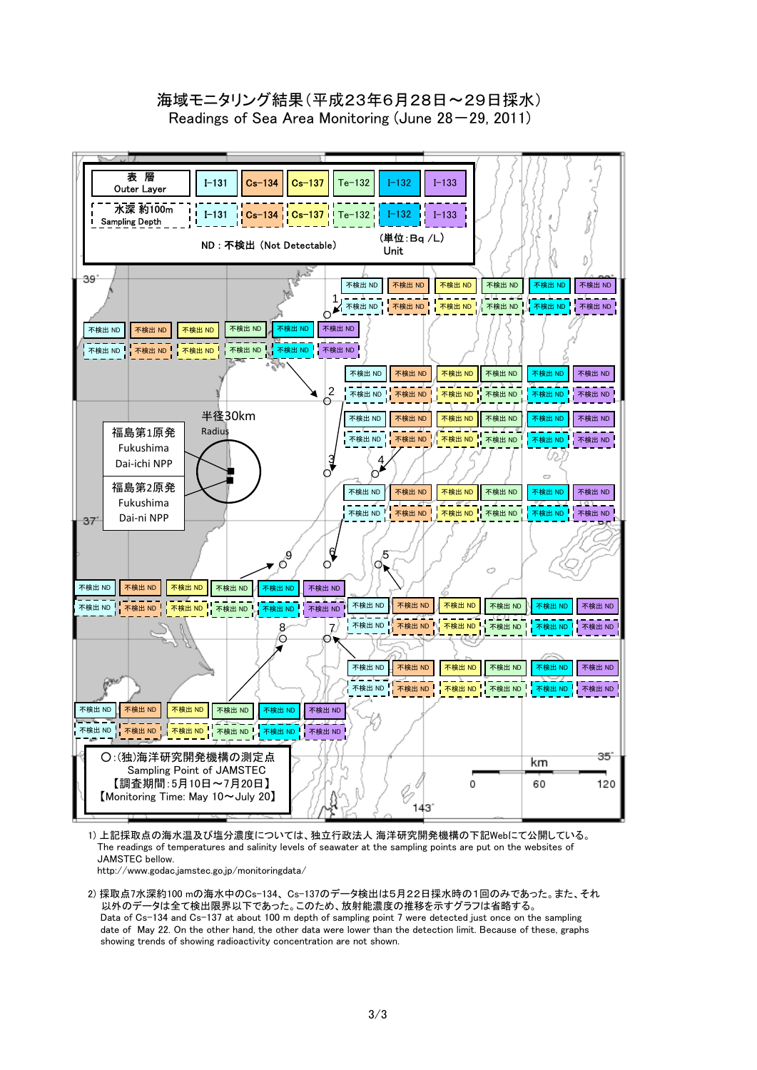# 海域モニタリング結果（平成23年6月28日～29日採水）
Readings of Sea Area Monitoring (June 28－29, 2011)

| 表 層 Outer Layer | I-131 | Cs-134 | Cs-137 | Te-132 | I-132 | I-133 |
|---|---|---|---|---|---|---|
| 水深 約100m Sampling Depth | I-131 | Cs-134 | Cs-137 | Te-132 | I-132 | I-133 |

ND：不検出 (Not Detectable)

(単位：Bq /L) Unit

| 採取点 | 層 | I-131 | Cs-134 | Cs-137 | Te-132 | I-132 | I-133 |
|---|---|---|---|---|---|---|---|
| 1 | 表層 | 不検出 ND | 不検出 ND | 不検出 ND | 不検出 ND | 不検出 ND | 不検出 ND |
| 1 | 水深約100m | 不検出 ND | 不検出 ND | 不検出 ND | 不検出 ND | 不検出 ND | 不検出 ND |
| 2 | 表層 | 不検出 ND | 不検出 ND | 不検出 ND | 不検出 ND | 不検出 ND | 不検出 ND |
| 2 | 水深約100m | 不検出 ND | 不検出 ND | 不検出 ND | 不検出 ND | 不検出 ND | 不検出 ND |
| 3 | 表層 | 不検出 ND | 不検出 ND | 不検出 ND | 不検出 ND | 不検出 ND | 不検出 ND |
| 3 | 水深約100m | 不検出 ND | 不検出 ND | 不検出 ND | 不検出 ND | 不検出 ND | 不検出 ND |
| 4 | 表層 | 不検出 ND | 不検出 ND | 不検出 ND | 不検出 ND | 不検出 ND | 不検出 ND |
| 4 | 水深約100m | 不検出 ND | 不検出 ND | 不検出 ND | 不検出 ND | 不検出 ND | 不検出 ND |
| 5 | 表層 | 不検出 ND | 不検出 ND | 不検出 ND | 不検出 ND | 不検出 ND | 不検出 ND |
| 5 | 水深約100m | 不検出 ND | 不検出 ND | 不検出 ND | 不検出 ND | 不検出 ND | 不検出 ND |
| 6 | 表層 | 不検出 ND | 不検出 ND | 不検出 ND | 不検出 ND | 不検出 ND | 不検出 ND |
| 6 | 水深約100m | 不検出 ND | 不検出 ND | 不検出 ND | 不検出 ND | 不検出 ND | 不検出 ND |
| 7 | 表層 | 不検出 ND | 不検出 ND | 不検出 ND | 不検出 ND | 不検出 ND | 不検出 ND |
| 7 | 水深約100m | 不検出 ND | 不検出 ND | 不検出 ND | 不検出 ND | 不検出 ND | 不検出 ND |
| 8 | 表層 | 不検出 ND | 不検出 ND | 不検出 ND | 不検出 ND | 不検出 ND | 不検出 ND |
| 8 | 水深約100m | 不検出 ND | 不検出 ND | 不検出 ND | 不検出 ND | 不検出 ND | 不検出 ND |
| 9 | 表層 | 不検出 ND | 不検出 ND | 不検出 ND | 不検出 ND | 不検出 ND | 不検出 ND |
| 9 | 水深約100m | 不検出 ND | 不検出 ND | 不検出 ND | 不検出 ND | 不検出 ND | 不検出 ND |

39°

37°

35°

143°

半径30km Radius

福島第1原発 Fukushima Dai-ichi NPP

福島第2原発 Fukushima Dai-ni NPP

km 0 60 120

○：(独)海洋研究開発機構の測定点 Sampling Point of JAMSTEC

【調査期間：5月10日～7月20日】

【Monitoring Time: May 10～July 20】

1) 上記採取点の海水温及び塩分濃度については、独立行政法人 海洋研究開発機構の下記Webにて公開している。
The readings of temperatures and salinity levels of seawater at the sampling points are put on the websites of JAMSTEC bellow.
http://www.godac.jamstec.go.jp/monitoringdata/

2) 採取点7水深約100 mの海水中のCs-134、Cs-137のデータ検出は5月22日採水時の1回のみであった。また、それ以外のデータは全て検出限界以下であった。このため、放射能濃度の推移を示すグラフは省略する。
Data of Cs-134 and Cs-137 at about 100 m depth of sampling point 7 were detected just once on the sampling date of May 22. On the other hand, the other data were lower than the detection limit. Because of these, graphs showing trends of showing radioactivity concentration are not shown.